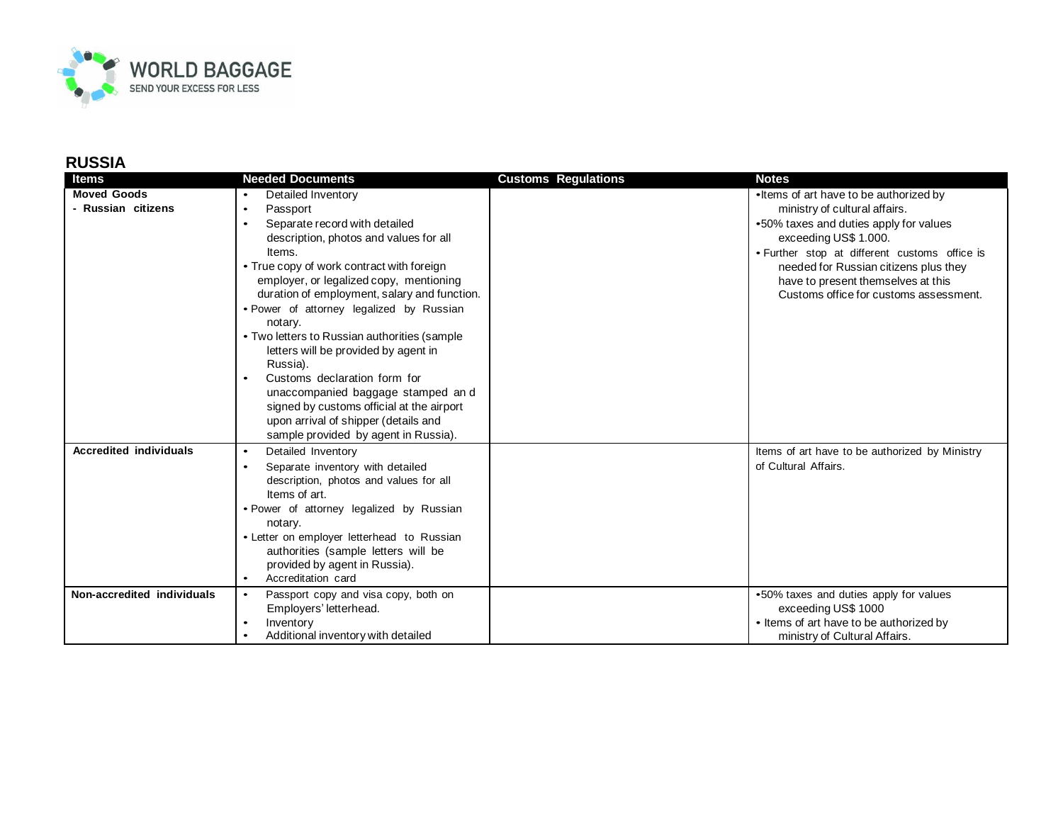# RUSSIA

| Items | Needed Documents | Customs Regulations | Notes |
|---|---|---|---|
| **Moved Goods**<br>**- Russian citizens** | • Detailed Inventory<br>• Passport<br>• Separate record with detailed description, photos and values for all Items.<br>• True copy of work contract with foreign employer, or legalized copy, mentioning duration of employment, salary and function.<br>• Power of attorney legalized by Russian notary.<br>• Two letters to Russian authorities (sample letters will be provided by agent in Russia).<br>• Customs declaration form for unaccompanied baggage stamped an d signed by customs official at the airport upon arrival of shipper (details and sample provided by agent in Russia). | | • Items of art have to be authorized by ministry of cultural affairs.<br>• 50% taxes and duties apply for values exceeding US$ 1.000.<br>• Further stop at different customs office is needed for Russian citizens plus they have to present themselves at this Customs office for customs assessment. |
| **Accredited individuals** | • Detailed Inventory<br>• Separate inventory with detailed description, photos and values for all Items of art.<br>• Power of attorney legalized by Russian notary.<br>• Letter on employer letterhead to Russian authorities (sample letters will be provided by agent in Russia).<br>• Accreditation card | | Items of art have to be authorized by Ministry of Cultural Affairs. |
| **Non-accredited individuals** | • Passport copy and visa copy, both on Employers' letterhead.<br>• Inventory<br>• Additional inventory with detailed | | • 50% taxes and duties apply for values exceeding US$ 1000<br>• Items of art have to be authorized by ministry of Cultural Affairs. |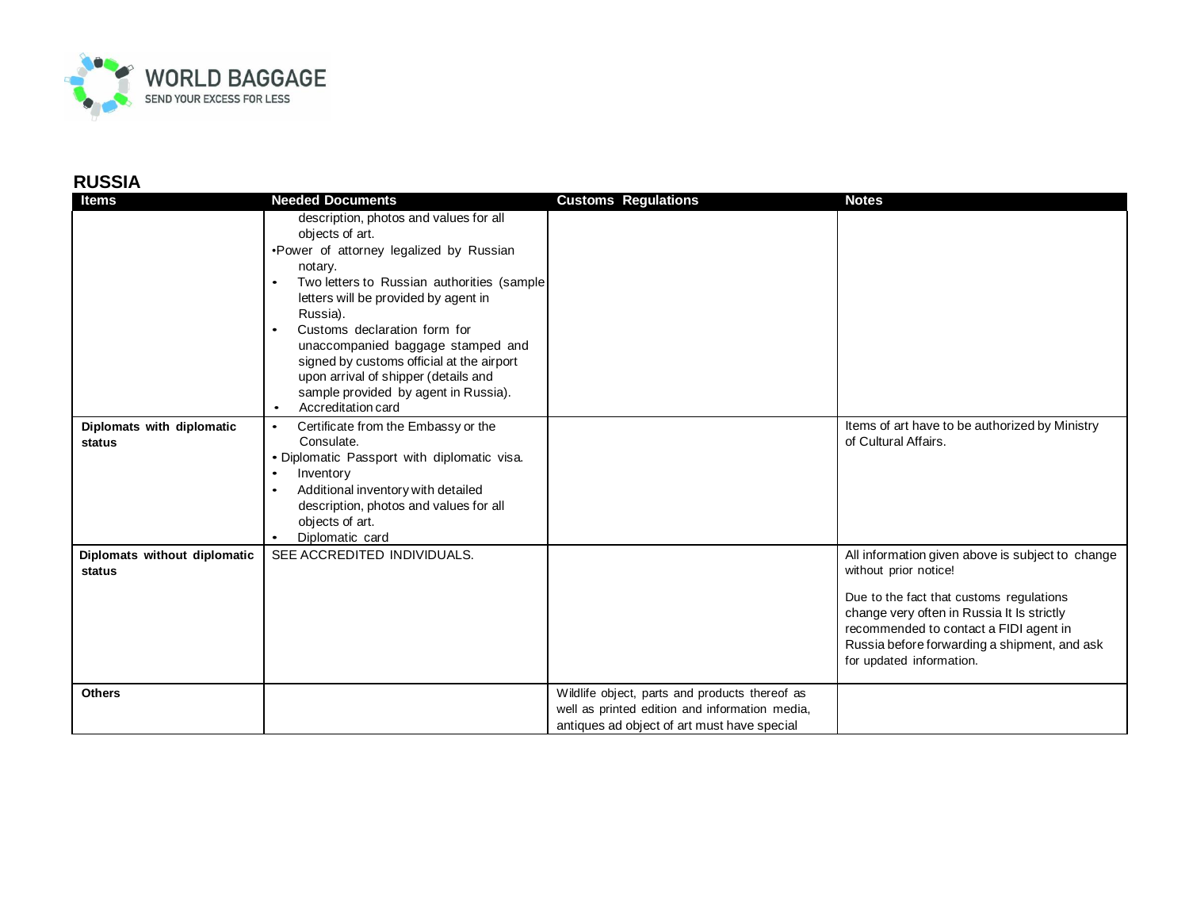## RUSSIA

| Items | Needed Documents | Customs Regulations | Notes |
|---|---|---|---|
| | description, photos and values for all objects of art.<br>• Power of attorney legalized by Russian notary.<br>• Two letters to Russian authorities (sample letters will be provided by agent in Russia).<br>• Customs declaration form for unaccompanied baggage stamped and signed by customs official at the airport upon arrival of shipper (details and sample provided by agent in Russia).<br>• Accreditation card | | |
| **Diplomats with diplomatic status** | • Certificate from the Embassy or the Consulate.<br>• Diplomatic Passport with diplomatic visa.<br>• Inventory<br>• Additional inventory with detailed description, photos and values for all objects of art.<br>• Diplomatic card | | Items of art have to be authorized by Ministry of Cultural Affairs. |
| **Diplomats without diplomatic status** | SEE ACCREDITED INDIVIDUALS. | | All information given above is subject to change without prior notice!<br><br>Due to the fact that customs regulations change very often in Russia It Is strictly recommended to contact a FIDI agent in Russia before forwarding a shipment, and ask for updated information. |
| **Others** | | Wildlife object, parts and products thereof as well as printed edition and information media, antiques ad object of art must have special | |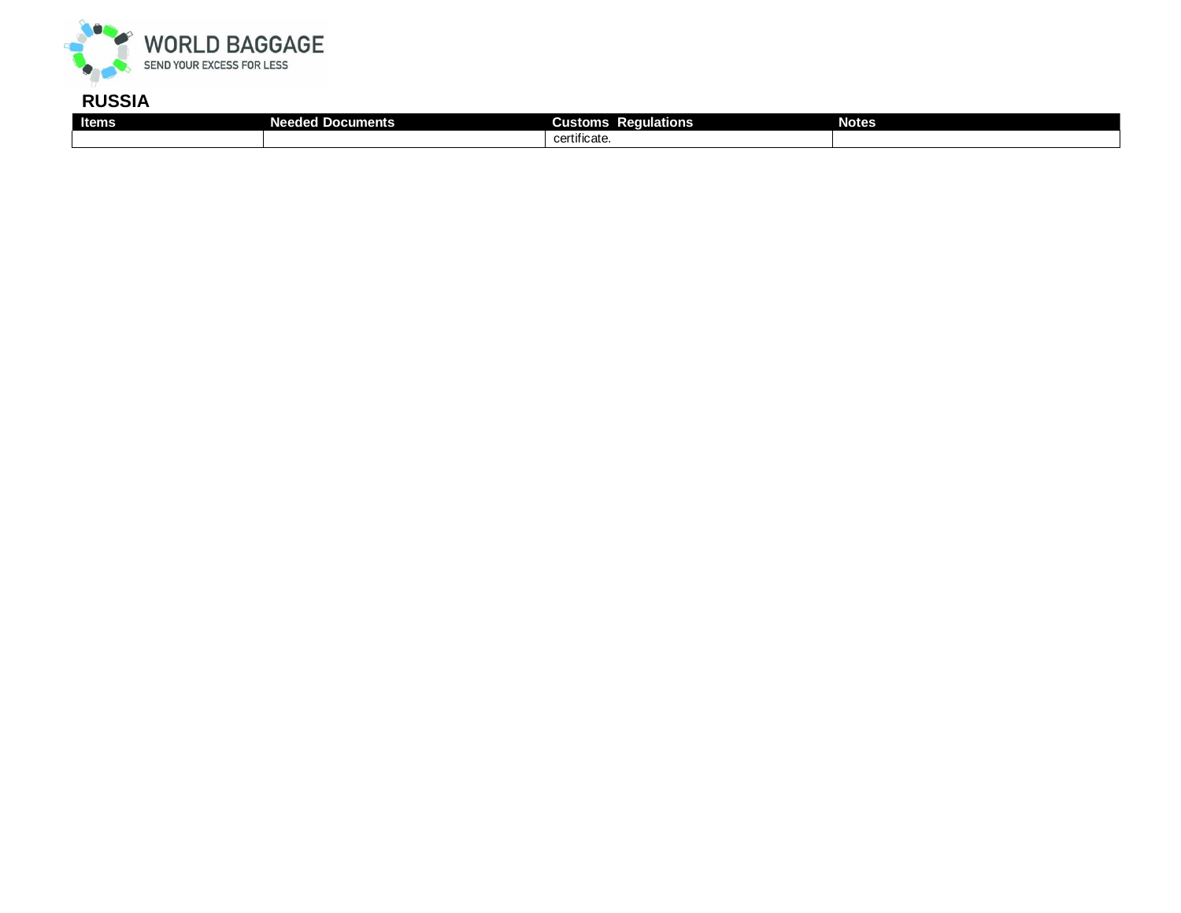WORLD BAGGAGE
SEND YOUR EXCESS FOR LESS

## RUSSIA

| Items | Needed Documents | Customs Regulations | Notes |
|---|---|---|---|
| | | certificate. | |